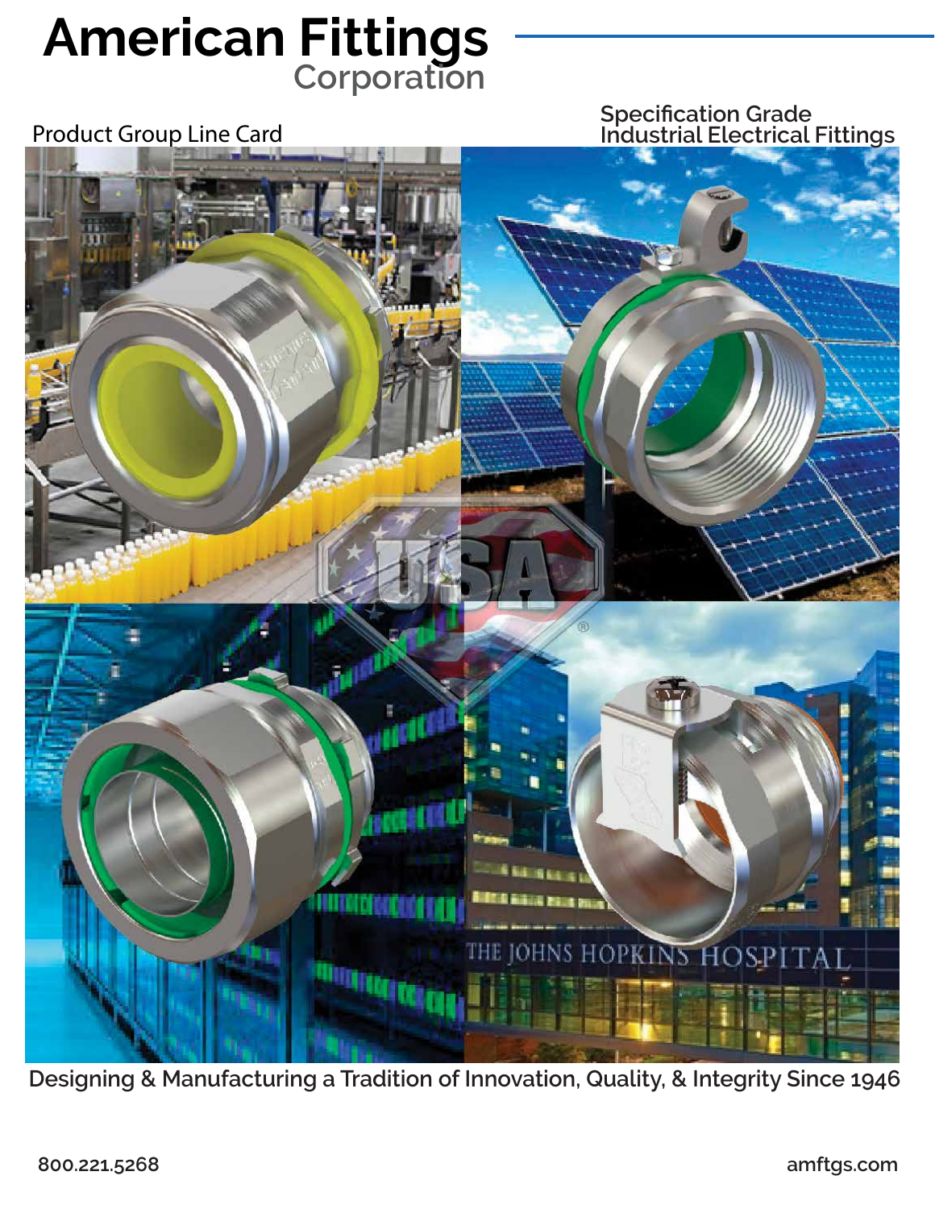# American Fittings Corporation

Product Group Line Card

Specification Grade Industrial Electrical Fittings

Designing & Manufacturing a Tradition of Innovation, Quality, & Integrity Since 1946

800.221.5268

amftgs.com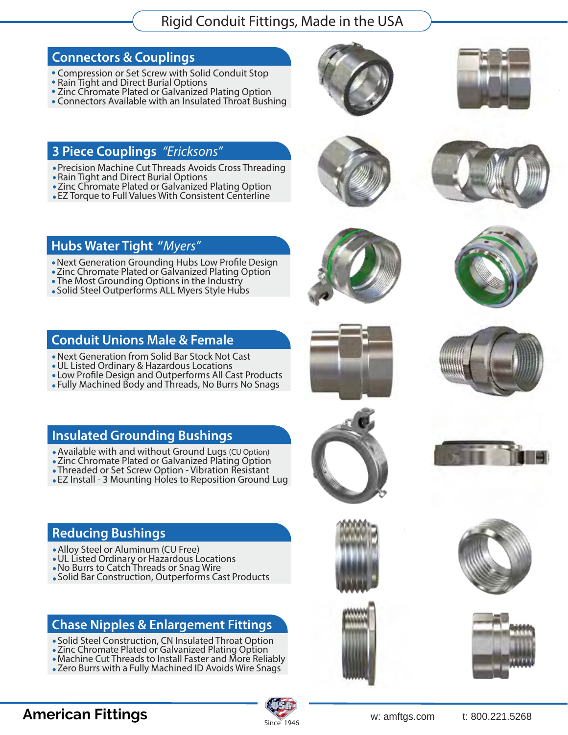# Rigid Conduit Fittings, Made in the USA

## Connectors & Couplings

- Compression or Set Screw with Solid Conduit Stop
- Rain Tight and Direct Burial Options
- Zinc Chromate Plated or Galvanized Plating Option
- Connectors Available with an Insulated Throat Bushing

## 3 Piece Couplings *"Ericksons"*

- Precision Machine Cut Threads Avoids Cross Threading
- Rain Tight and Direct Burial Options
- Zinc Chromate Plated or Galvanized Plating Option
- EZ Torque to Full Values With Consistent Centerline

## Hubs Water Tight *"Myers"*

- Next Generation Grounding Hubs Low Profile Design
- Zinc Chromate Plated or Galvanized Plating Option
- The Most Grounding Options in the Industry
- Solid Steel Outperforms ALL Myers Style Hubs

## Conduit Unions Male & Female

- Next Generation from Solid Bar Stock Not Cast
- UL Listed Ordinary & Hazardous Locations
- Low Profile Design and Outperforms All Cast Products
- Fully Machined Body and Threads, No Burrs No Snags

## Insulated Grounding Bushings

- Available with and without Ground Lugs (CU Option)
- Zinc Chromate Plated or Galvanized Plating Option
- Threaded or Set Screw Option - Vibration Resistant
- EZ Install - 3 Mounting Holes to Reposition Ground Lug

## Reducing Bushings

- Alloy Steel or Aluminum (CU Free)
- UL Listed Ordinary or Hazardous Locations
- No Burrs to Catch Threads or Snag Wire
- Solid Bar Construction, Outperforms Cast Products

## Chase Nipples & Enlargement Fittings

- Solid Steel Construction, CN Insulated Throat Option
- Zinc Chromate Plated or Galvanized Plating Option
- Machine Cut Threads to Install Faster and More Reliably
- Zero Burrs with a Fully Machined ID Avoids Wire Snags

**American Fittings** — USA Since 1946 — w: amftgs.com t: 800.221.5268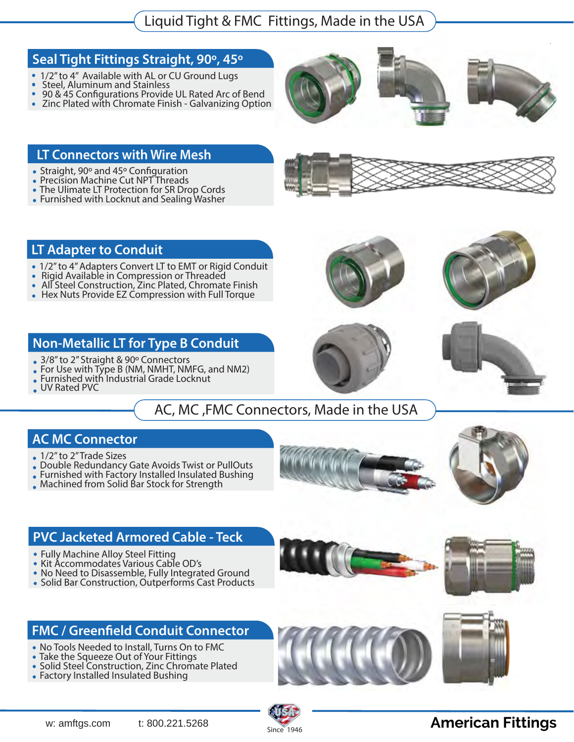# Liquid Tight & FMC Fittings, Made in the USA

## Seal Tight Fittings Straight, 90º, 45º

- 1/2" to 4" Available with AL or CU Ground Lugs
- Steel, Aluminum and Stainless
- 90 & 45 Configurations Provide UL Rated Arc of Bend
- Zinc Plated with Chromate Finish - Galvanizing Option

## LT Connectors with Wire Mesh

- Straight, 90º and 45º Configuration
- Precision Machine Cut NPT Threads
- The Ulimate LT Protection for SR Drop Cords
- Furnished with Locknut and Sealing Washer

## LT Adapter to Conduit

- 1/2" to 4" Adapters Convert LT to EMT or Rigid Conduit
- Rigid Available in Compression or Threaded
- All Steel Construction, Zinc Plated, Chromate Finish
- Hex Nuts Provide EZ Compression with Full Torque

## Non-Metallic LT for Type B Conduit

- 3/8" to 2" Straight & 90º Connectors
- For Use with Type B (NM, NMHT, NMFG, and NM2)
- Furnished with Industrial Grade Locknut
- UV Rated PVC

# AC, MC ,FMC Connectors, Made in the USA

## AC MC Connector

- 1/2" to 2" Trade Sizes
- Double Redundancy Gate Avoids Twist or PullOuts
- Furnished with Factory Installed Insulated Bushing
- Machined from Solid Bar Stock for Strength

## PVC Jacketed Armored Cable - Teck

- Fully Machine Alloy Steel Fitting
- Kit Accommodates Various Cable OD's
- No Need to Disassemble, Fully Integrated Ground
- Solid Bar Construction, Outperforms Cast Products

## FMC / Greenfield Conduit Connector

- No Tools Needed to Install, Turns On to FMC
- Take the Squeeze Out of Your Fittings
- Solid Steel Construction, Zinc Chromate Plated
- Factory Installed Insulated Bushing

w: amftgs.com t: 800.221.5268 USA Since 1946 **American Fittings**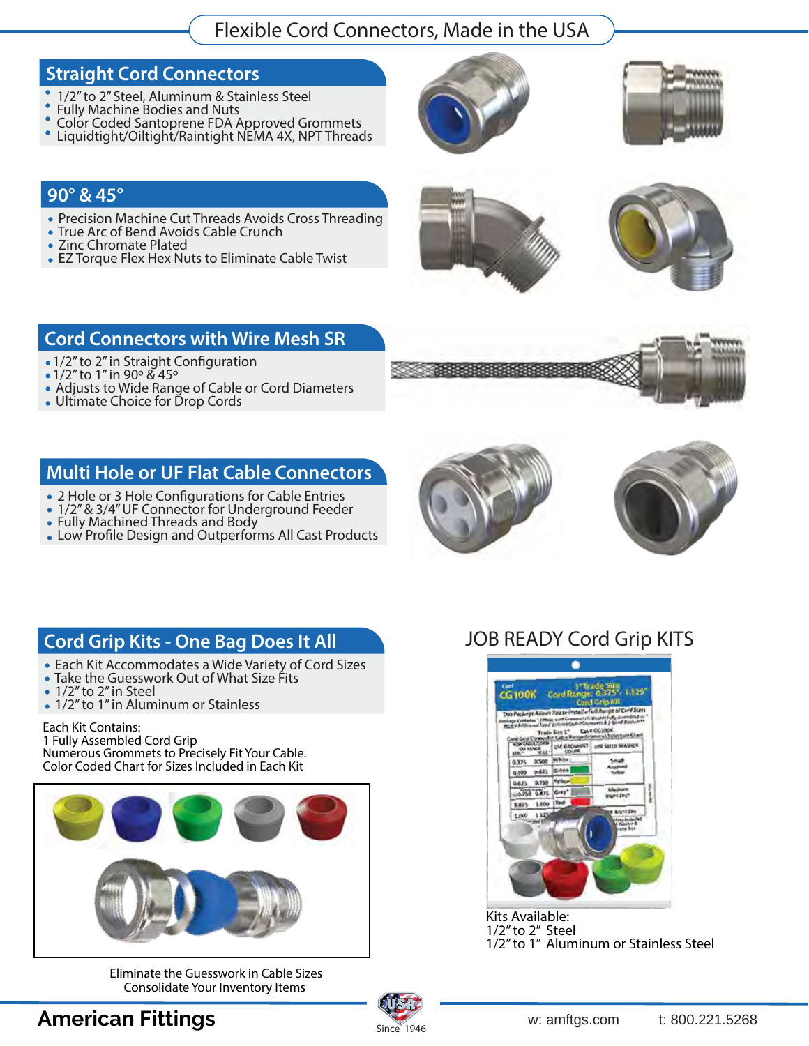# Flexible Cord Connectors, Made in the USA

## Straight Cord Connectors

- 1/2" to 2" Steel, Aluminum & Stainless Steel
- Fully Machine Bodies and Nuts
- Color Coded Santoprene FDA Approved Grommets
- Liquidtight/Oiltight/Raintight NEMA 4X, NPT Threads

## 90° & 45°

- Precision Machine Cut Threads Avoids Cross Threading
- True Arc of Bend Avoids Cable Crunch
- Zinc Chromate Plated
- EZ Torque Flex Hex Nuts to Eliminate Cable Twist

## Cord Connectors with Wire Mesh SR

- 1/2" to 2" in Straight Configuration
- 1/2" to 1" in 90° & 45°
- Adjusts to Wide Range of Cable or Cord Diameters
- Ultimate Choice for Drop Cords

## Multi Hole or UF Flat Cable Connectors

- 2 Hole or 3 Hole Configurations for Cable Entries
- 1/2" & 3/4" UF Connector for Underground Feeder
- Fully Machined Threads and Body
- Low Profile Design and Outperforms All Cast Products

## Cord Grip Kits - One Bag Does It All

- Each Kit Accommodates a Wide Variety of Cord Sizes
- Take the Guesswork Out of What Size Fits
- 1/2" to 2" in Steel
- 1/2" to 1" in Aluminum or Stainless

Each Kit Contains:
1 Fully Assembled Cord Grip
Numerous Grommets to Precisely Fit Your Cable.
Color Coded Chart for Sizes Included in Each Kit

Eliminate the Guesswork in Cable Sizes
Consolidate Your Inventory Items

## JOB READY Cord Grip KITS

Kits Available:
1/2" to 2" Steel
1/2" to 1" Aluminum or Stainless Steel

**American Fittings**

Since 1946

w: amftgs.com t: 800.221.5268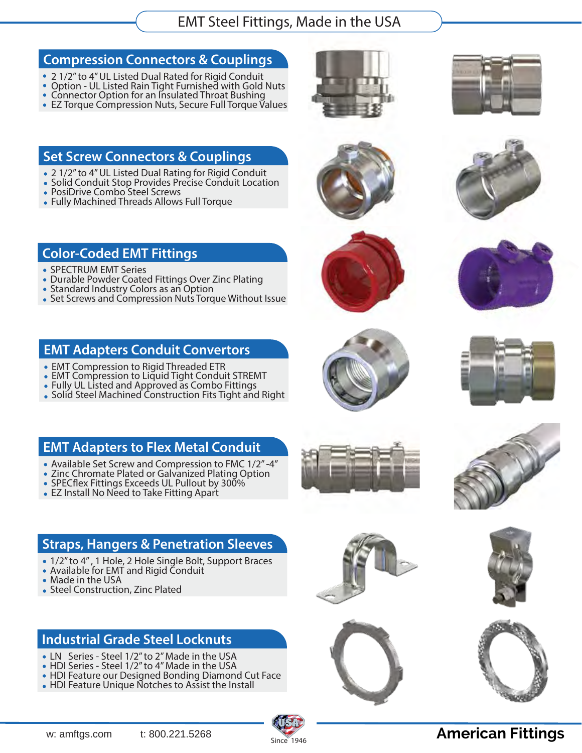# EMT Steel Fittings, Made in the USA

## Compression Connectors & Couplings

- 2 1/2" to 4" UL Listed Dual Rated for Rigid Conduit
- Option - UL Listed Rain Tight Furnished with Gold Nuts
- Connector Option for an Insulated Throat Bushing
- EZ Torque Compression Nuts, Secure Full Torque Values

## Set Screw Connectors & Couplings

- 2 1/2" to 4" UL Listed Dual Rating for Rigid Conduit
- Solid Conduit Stop Provides Precise Conduit Location
- PosiDrive Combo Steel Screws
- Fully Machined Threads Allows Full Torque

## Color-Coded EMT Fittings

- SPECTRUM EMT Series
- Durable Powder Coated Fittings Over Zinc Plating
- Standard Industry Colors as an Option
- Set Screws and Compression Nuts Torque Without Issue

## EMT Adapters Conduit Convertors

- EMT Compression to Rigid Threaded ETR
- EMT Compression to Liquid Tight Conduit STREMT
- Fully UL Listed and Approved as Combo Fittings
- Solid Steel Machined Construction Fits Tight and Right

## EMT Adapters to Flex Metal Conduit

- Available Set Screw and Compression to FMC 1/2"-4"
- Zinc Chromate Plated or Galvanized Plating Option
- SPECflex Fittings Exceeds UL Pullout by 300%
- EZ Install No Need to Take Fitting Apart

## Straps, Hangers & Penetration Sleeves

- 1/2" to 4", 1 Hole, 2 Hole Single Bolt, Support Braces
- Available for EMT and Rigid Conduit
- Made in the USA
- Steel Construction, Zinc Plated

## Industrial Grade Steel Locknuts

- LN Series - Steel 1/2" to 2" Made in the USA
- HDI Series - Steel 1/2" to 4" Made in the USA
- HDI Feature our Designed Bonding Diamond Cut Face
- HDI Feature Unique Notches to Assist the Install

w: amftgs.com t: 800.221.5268 USA Since 1946 **American Fittings**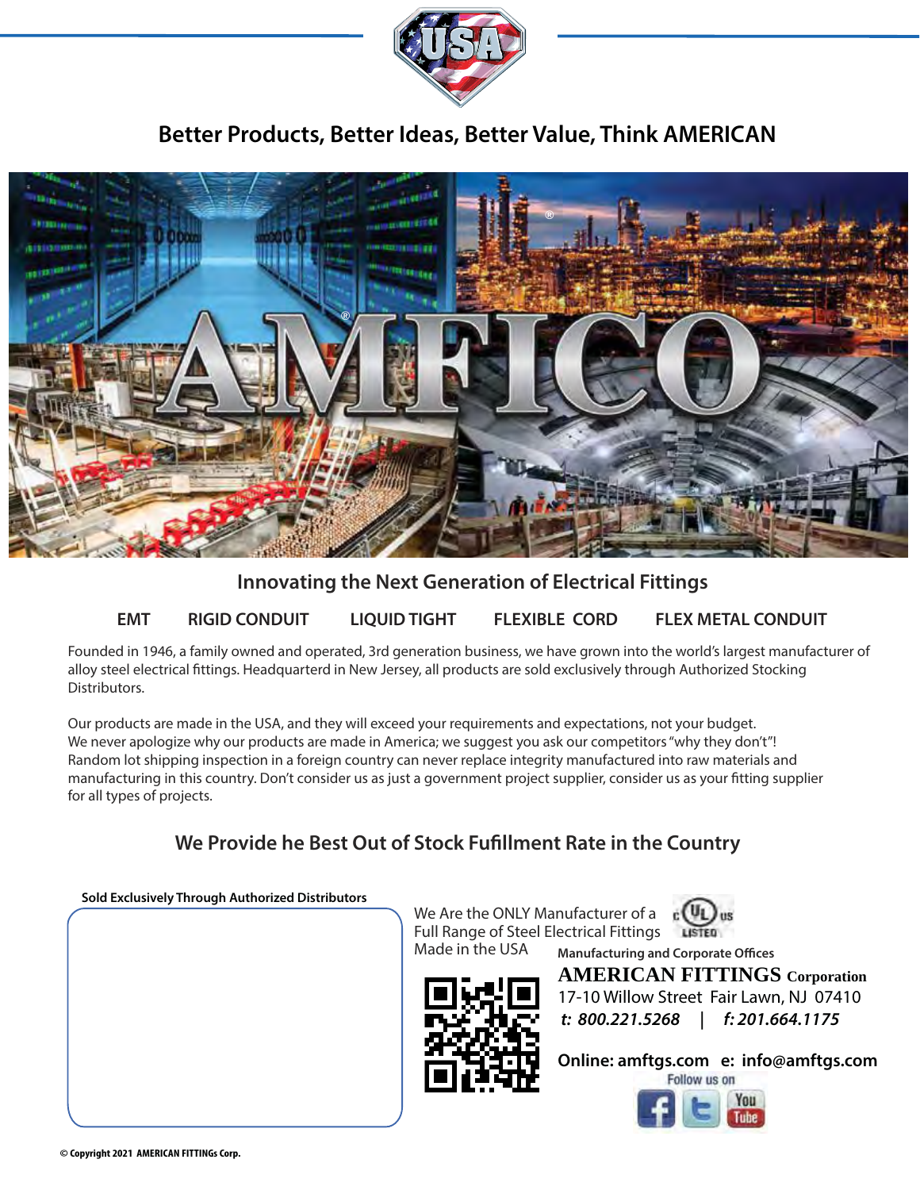## Better Products, Better Ideas, Better Value, Think AMERICAN

### Innovating the Next Generation of Electrical Fittings

**EMT  RIGID CONDUIT  LIQUID TIGHT  FLEXIBLE CORD  FLEX METAL CONDUIT**

Founded in 1946, a family owned and operated, 3rd generation business, we have grown into the world's largest manufacturer of alloy steel electrical fittings. Headquarterd in New Jersey, all products are sold exclusively through Authorized Stocking Distributors.

Our products are made in the USA, and they will exceed your requirements and expectations, not your budget. We never apologize why our products are made in America; we suggest you ask our competitors "why they don't"! Random lot shipping inspection in a foreign country can never replace integrity manufactured into raw materials and manufacturing in this country. Don't consider us as just a government project supplier, consider us as your fitting supplier for all types of projects.

### We Provide he Best Out of Stock Fulfillment Rate in the Country

**Sold Exclusively Through Authorized Distributors**

We Are the ONLY Manufacturer of a Full Range of Steel Electrical Fittings Made in the USA

**Manufacturing and Corporate Offices**

**AMERICAN FITTINGS Corporation**
17-10 Willow Street Fair Lawn, NJ 07410
***t: 800.221.5268 | f: 201.664.1175***

**Online: amftgs.com e: info@amftgs.com**

Follow us on

© Copyright 2021 AMERICAN FITTINGs Corp.